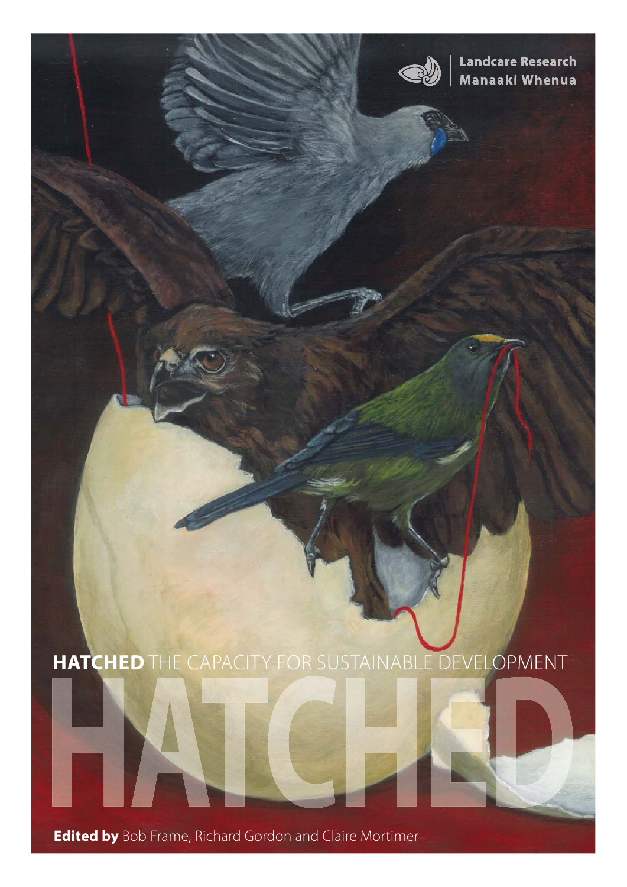Landcare Research
Manaaki Whenua

# HATCHED THE CAPACITY FOR SUSTAINABLE DEVELOPMENT

**Edited by** Bob Frame, Richard Gordon and Claire Mortimer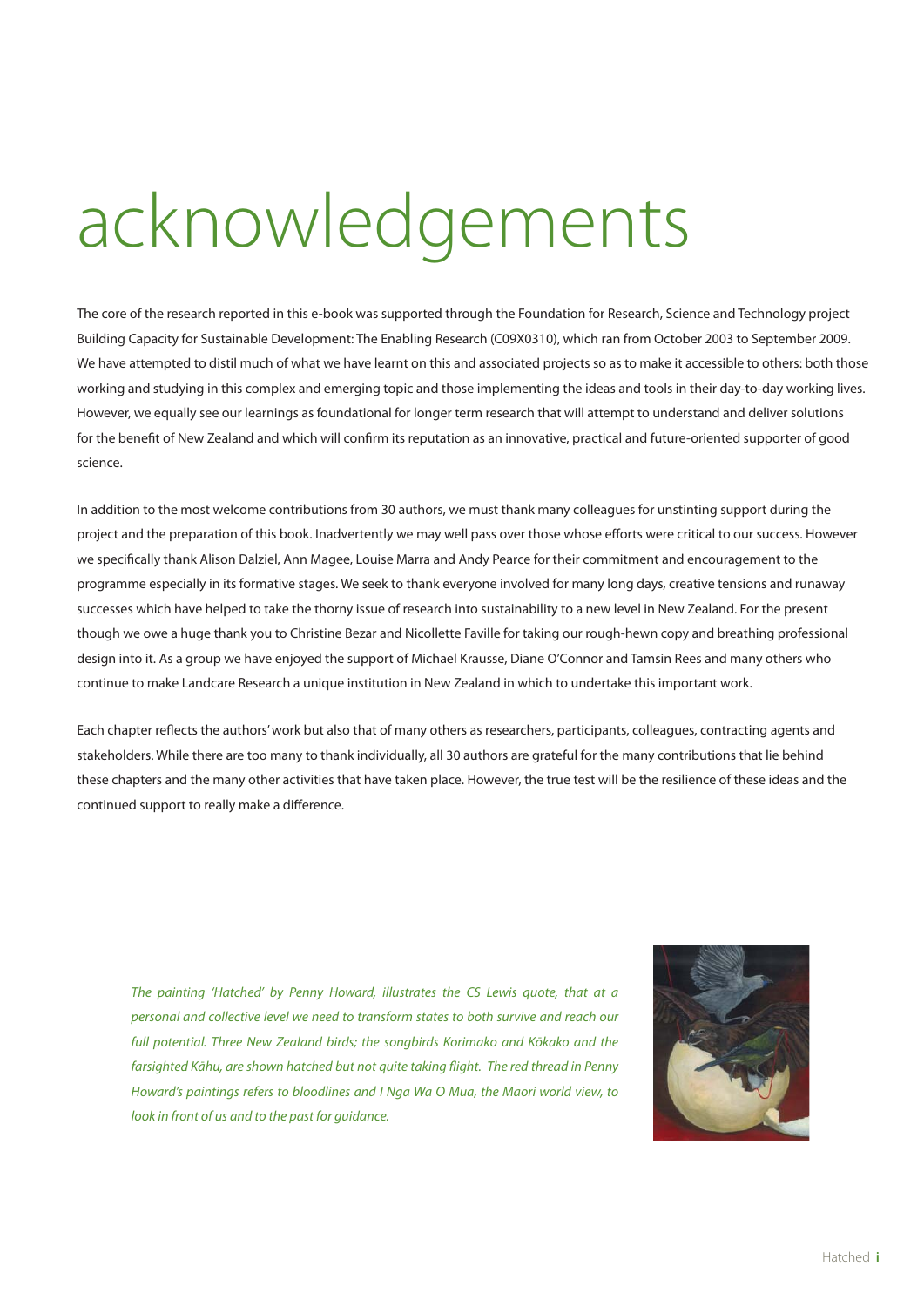# acknowledgements

The core of the research reported in this e-book was supported through the Foundation for Research, Science and Technology project Building Capacity for Sustainable Development: The Enabling Research (C09X0310), which ran from October 2003 to September 2009. We have attempted to distil much of what we have learnt on this and associated projects so as to make it accessible to others: both those working and studying in this complex and emerging topic and those implementing the ideas and tools in their day-to-day working lives. However, we equally see our learnings as foundational for longer term research that will attempt to understand and deliver solutions for the benefit of New Zealand and which will confirm its reputation as an innovative, practical and future-oriented supporter of good science.

In addition to the most welcome contributions from 30 authors, we must thank many colleagues for unstinting support during the project and the preparation of this book. Inadvertently we may well pass over those whose efforts were critical to our success. However we specifically thank Alison Dalziel, Ann Magee, Louise Marra and Andy Pearce for their commitment and encouragement to the programme especially in its formative stages. We seek to thank everyone involved for many long days, creative tensions and runaway successes which have helped to take the thorny issue of research into sustainability to a new level in New Zealand. For the present though we owe a huge thank you to Christine Bezar and Nicollette Faville for taking our rough-hewn copy and breathing professional design into it. As a group we have enjoyed the support of Michael Krausse, Diane O'Connor and Tamsin Rees and many others who continue to make Landcare Research a unique institution in New Zealand in which to undertake this important work.

Each chapter reflects the authors' work but also that of many others as researchers, participants, colleagues, contracting agents and stakeholders. While there are too many to thank individually, all 30 authors are grateful for the many contributions that lie behind these chapters and the many other activities that have taken place. However, the true test will be the resilience of these ideas and the continued support to really make a difference.

*The painting 'Hatched' by Penny Howard, illustrates the CS Lewis quote, that at a personal and collective level we need to transform states to both survive and reach our full potential. Three New Zealand birds; the songbirds Korimako and Kōkako and the farsighted Kāhu, are shown hatched but not quite taking flight. The red thread in Penny Howard's paintings refers to bloodlines and I Nga Wa O Mua, the Maori world view, to look in front of us and to the past for guidance.*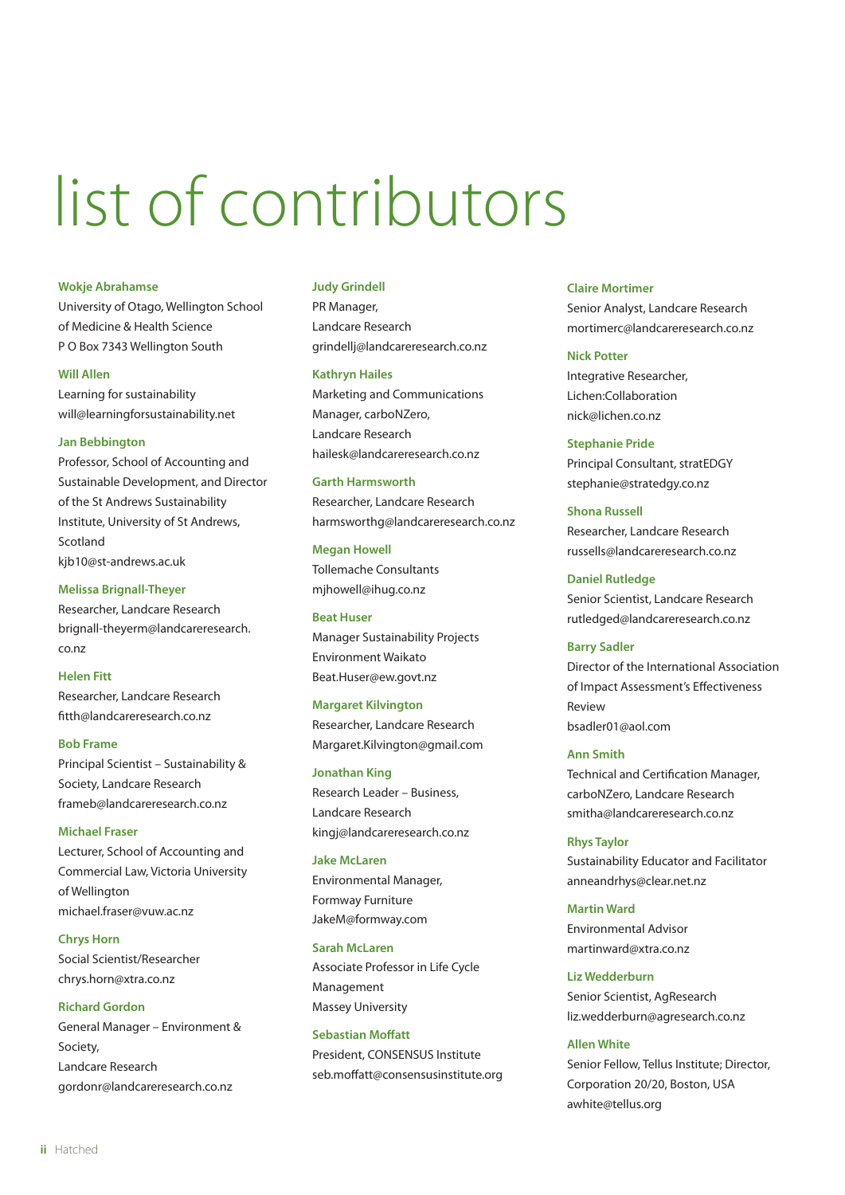# list of contributors

**Wokje Abrahamse**
University of Otago, Wellington School of Medicine & Health Science
P O Box 7343 Wellington South

**Will Allen**
Learning for sustainability
will@learningforsustainability.net

**Jan Bebbington**
Professor, School of Accounting and Sustainable Development, and Director of the St Andrews Sustainability Institute, University of St Andrews, Scotland
kjb10@st-andrews.ac.uk

**Melissa Brignall-Theyer**
Researcher, Landcare Research
brignall-theyerm@landcareresearch.co.nz

**Helen Fitt**
Researcher, Landcare Research
fitth@landcareresearch.co.nz

**Bob Frame**
Principal Scientist – Sustainability & Society, Landcare Research
frameb@landcareresearch.co.nz

**Michael Fraser**
Lecturer, School of Accounting and Commercial Law, Victoria University of Wellington
michael.fraser@vuw.ac.nz

**Chrys Horn**
Social Scientist/Researcher
chrys.horn@xtra.co.nz

**Richard Gordon**
General Manager – Environment & Society,
Landcare Research
gordonr@landcareresearch.co.nz

**Judy Grindell**
PR Manager,
Landcare Research
grindellj@landcareresearch.co.nz

**Kathryn Hailes**
Marketing and Communications Manager, carboNZero,
Landcare Research
hailesk@landcareresearch.co.nz

**Garth Harmsworth**
Researcher, Landcare Research
harmsworthg@landcareresearch.co.nz

**Megan Howell**
Tollemache Consultants
mjhowell@ihug.co.nz

**Beat Huser**
Manager Sustainability Projects
Environment Waikato
Beat.Huser@ew.govt.nz

**Margaret Kilvington**
Researcher, Landcare Research
Margaret.Kilvington@gmail.com

**Jonathan King**
Research Leader – Business,
Landcare Research
kingj@landcareresearch.co.nz

**Jake McLaren**
Environmental Manager,
Formway Furniture
JakeM@formway.com

**Sarah McLaren**
Associate Professor in Life Cycle Management
Massey University

**Sebastian Moffatt**
President, CONSENSUS Institute
seb.moffatt@consensusinstitute.org

**Claire Mortimer**
Senior Analyst, Landcare Research
mortimerc@landcareresearch.co.nz

**Nick Potter**
Integrative Researcher,
Lichen:Collaboration
nick@lichen.co.nz

**Stephanie Pride**
Principal Consultant, stratEDGY
stephanie@stratedgy.co.nz

**Shona Russell**
Researcher, Landcare Research
russells@landcareresearch.co.nz

**Daniel Rutledge**
Senior Scientist, Landcare Research
rutledged@landcareresearch.co.nz

**Barry Sadler**
Director of the International Association of Impact Assessment's Effectiveness Review
bsadler01@aol.com

**Ann Smith**
Technical and Certification Manager, carboNZero, Landcare Research
smitha@landcareresearch.co.nz

**Rhys Taylor**
Sustainability Educator and Facilitator
anneandrhys@clear.net.nz

**Martin Ward**
Environmental Advisor
martinward@xtra.co.nz

**Liz Wedderburn**
Senior Scientist, AgResearch
liz.wedderburn@agresearch.co.nz

**Allen White**
Senior Fellow, Tellus Institute; Director, Corporation 20/20, Boston, USA
awhite@tellus.org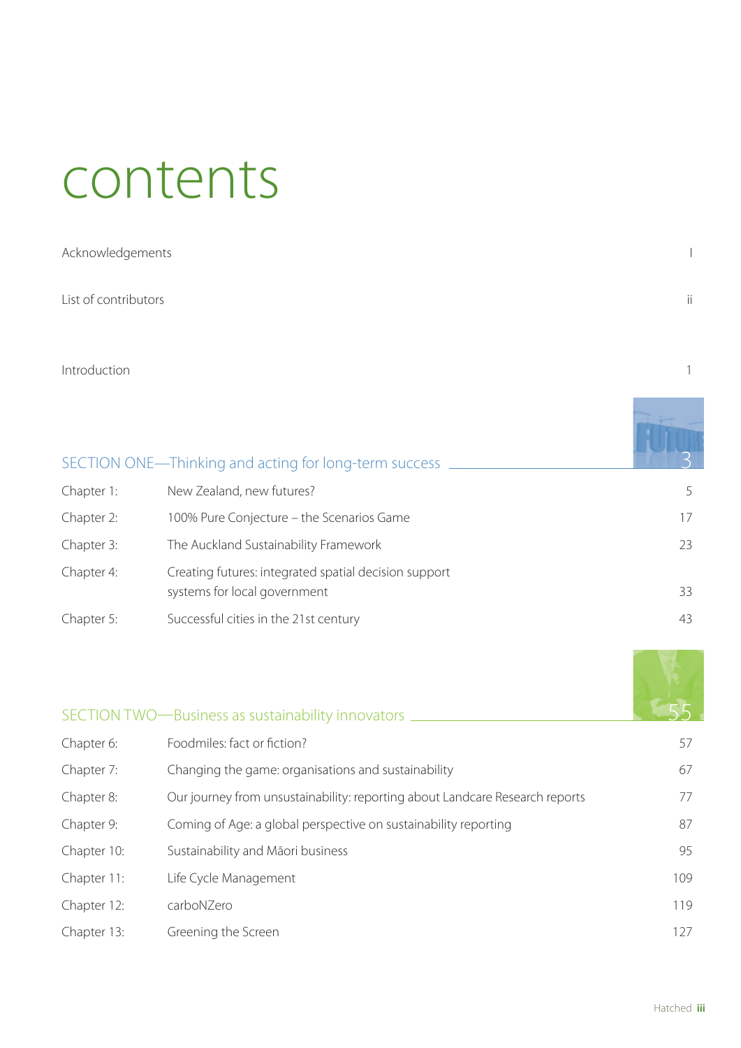# contents

| | |
|---|---|
| Acknowledgements | I |
| List of contributors | ii |
| Introduction | 1 |

## SECTION ONE—Thinking and acting for long-term success 3

| | | |
|---|---|---|
| Chapter 1: | New Zealand, new futures? | 5 |
| Chapter 2: | 100% Pure Conjecture – the Scenarios Game | 17 |
| Chapter 3: | The Auckland Sustainability Framework | 23 |
| Chapter 4: | Creating futures: integrated spatial decision support systems for local government | 33 |
| Chapter 5: | Successful cities in the 21st century | 43 |

## SECTION TWO—Business as sustainability innovators 55

| | | |
|---|---|---|
| Chapter 6: | Foodmiles: fact or fiction? | 57 |
| Chapter 7: | Changing the game: organisations and sustainability | 67 |
| Chapter 8: | Our journey from unsustainability: reporting about Landcare Research reports | 77 |
| Chapter 9: | Coming of Age: a global perspective on sustainability reporting | 87 |
| Chapter 10: | Sustainability and Māori business | 95 |
| Chapter 11: | Life Cycle Management | 109 |
| Chapter 12: | carboNZero | 119 |
| Chapter 13: | Greening the Screen | 127 |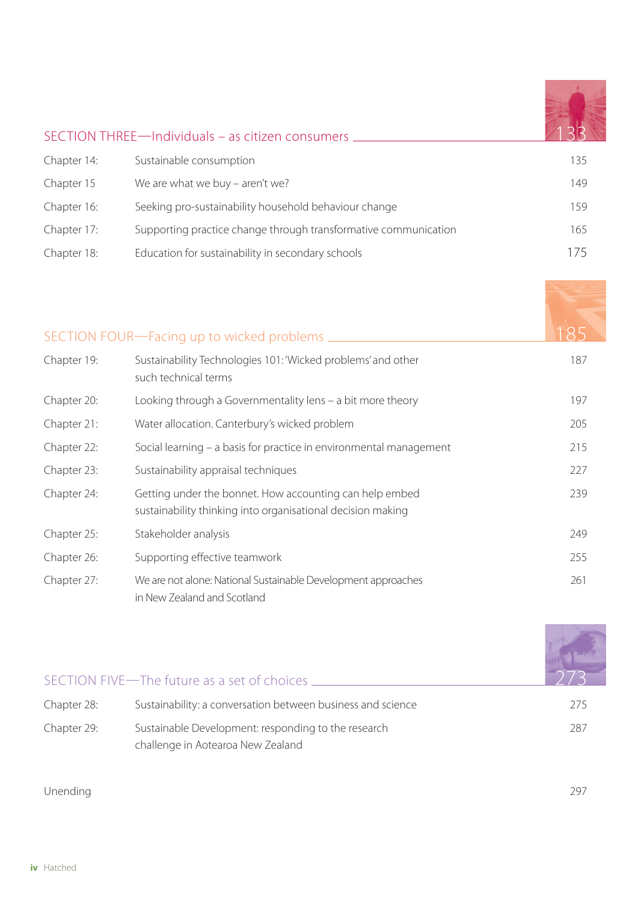## SECTION THREE—Individuals – as citizen consumers 133

| | | |
|---|---|---|
| Chapter 14: | Sustainable consumption | 135 |
| Chapter 15 | We are what we buy – aren't we? | 149 |
| Chapter 16: | Seeking pro-sustainability household behaviour change | 159 |
| Chapter 17: | Supporting practice change through transformative communication | 165 |
| Chapter 18: | Education for sustainability in secondary schools | 175 |

## SECTION FOUR—Facing up to wicked problems 185

| | | |
|---|---|---|
| Chapter 19: | Sustainability Technologies 101: 'Wicked problems' and other such technical terms | 187 |
| Chapter 20: | Looking through a Governmentality lens – a bit more theory | 197 |
| Chapter 21: | Water allocation. Canterbury's wicked problem | 205 |
| Chapter 22: | Social learning – a basis for practice in environmental management | 215 |
| Chapter 23: | Sustainability appraisal techniques | 227 |
| Chapter 24: | Getting under the bonnet. How accounting can help embed sustainability thinking into organisational decision making | 239 |
| Chapter 25: | Stakeholder analysis | 249 |
| Chapter 26: | Supporting effective teamwork | 255 |
| Chapter 27: | We are not alone: National Sustainable Development approaches in New Zealand and Scotland | 261 |

## SECTION FIVE—The future as a set of choices 273

| | | |
|---|---|---|
| Chapter 28: | Sustainability: a conversation between business and science | 275 |
| Chapter 29: | Sustainable Development: responding to the research challenge in Aotearoa New Zealand | 287 |

Unending 297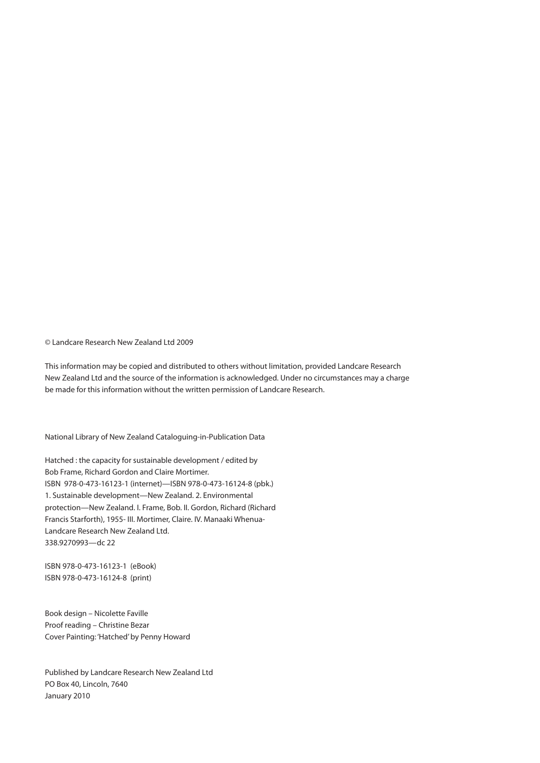© Landcare Research New Zealand Ltd 2009

This information may be copied and distributed to others without limitation, provided Landcare Research New Zealand Ltd and the source of the information is acknowledged. Under no circumstances may a charge be made for this information without the written permission of Landcare Research.

National Library of New Zealand Cataloguing-in-Publication Data

Hatched : the capacity for sustainable development / edited by Bob Frame, Richard Gordon and Claire Mortimer.
ISBN 978-0-473-16123-1 (internet)—ISBN 978-0-473-16124-8 (pbk.)
1. Sustainable development—New Zealand. 2. Environmental protection—New Zealand. I. Frame, Bob. II. Gordon, Richard (Richard Francis Starforth), 1955- III. Mortimer, Claire. IV. Manaaki Whenua-Landcare Research New Zealand Ltd.
338.9270993—dc 22

ISBN 978-0-473-16123-1 (eBook)
ISBN 978-0-473-16124-8 (print)

Book design – Nicolette Faville
Proof reading – Christine Bezar
Cover Painting: 'Hatched' by Penny Howard

Published by Landcare Research New Zealand Ltd
PO Box 40, Lincoln, 7640
January 2010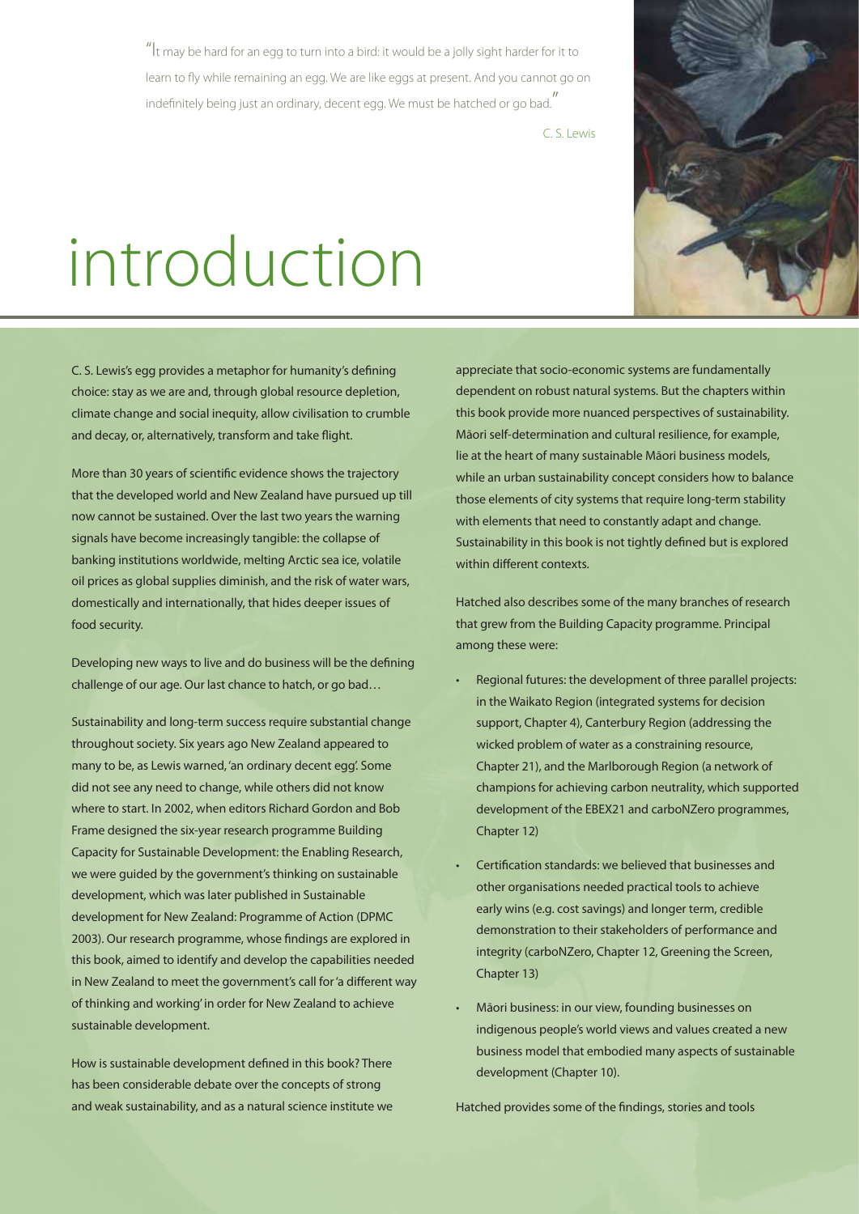"It may be hard for an egg to turn into a bird: it would be a jolly sight harder for it to learn to fly while remaining an egg. We are like eggs at present. And you cannot go on indefinitely being just an ordinary, decent egg. We must be hatched or go bad."

C. S. Lewis

# introduction

C. S. Lewis's egg provides a metaphor for humanity's defining choice: stay as we are and, through global resource depletion, climate change and social inequity, allow civilisation to crumble and decay, or, alternatively, transform and take flight.

More than 30 years of scientific evidence shows the trajectory that the developed world and New Zealand have pursued up till now cannot be sustained. Over the last two years the warning signals have become increasingly tangible: the collapse of banking institutions worldwide, melting Arctic sea ice, volatile oil prices as global supplies diminish, and the risk of water wars, domestically and internationally, that hides deeper issues of food security.

Developing new ways to live and do business will be the defining challenge of our age. Our last chance to hatch, or go bad…

Sustainability and long-term success require substantial change throughout society. Six years ago New Zealand appeared to many to be, as Lewis warned, 'an ordinary decent egg'. Some did not see any need to change, while others did not know where to start. In 2002, when editors Richard Gordon and Bob Frame designed the six-year research programme Building Capacity for Sustainable Development: the Enabling Research, we were guided by the government's thinking on sustainable development, which was later published in Sustainable development for New Zealand: Programme of Action (DPMC 2003). Our research programme, whose findings are explored in this book, aimed to identify and develop the capabilities needed in New Zealand to meet the government's call for 'a different way of thinking and working' in order for New Zealand to achieve sustainable development.

How is sustainable development defined in this book? There has been considerable debate over the concepts of strong and weak sustainability, and as a natural science institute we appreciate that socio-economic systems are fundamentally dependent on robust natural systems. But the chapters within this book provide more nuanced perspectives of sustainability. Māori self-determination and cultural resilience, for example, lie at the heart of many sustainable Māori business models, while an urban sustainability concept considers how to balance those elements of city systems that require long-term stability with elements that need to constantly adapt and change. Sustainability in this book is not tightly defined but is explored within different contexts.

Hatched also describes some of the many branches of research that grew from the Building Capacity programme. Principal among these were:

- Regional futures: the development of three parallel projects: in the Waikato Region (integrated systems for decision support, Chapter 4), Canterbury Region (addressing the wicked problem of water as a constraining resource, Chapter 21), and the Marlborough Region (a network of champions for achieving carbon neutrality, which supported development of the EBEX21 and carboNZero programmes, Chapter 12)
- Certification standards: we believed that businesses and other organisations needed practical tools to achieve early wins (e.g. cost savings) and longer term, credible demonstration to their stakeholders of performance and integrity (carboNZero, Chapter 12, Greening the Screen, Chapter 13)
- Māori business: in our view, founding businesses on indigenous people's world views and values created a new business model that embodied many aspects of sustainable development (Chapter 10).

Hatched provides some of the findings, stories and tools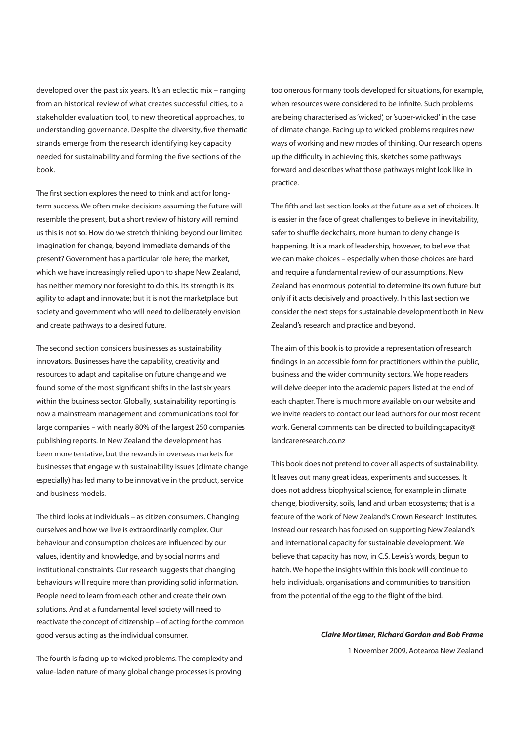developed over the past six years. It's an eclectic mix – ranging from an historical review of what creates successful cities, to a stakeholder evaluation tool, to new theoretical approaches, to understanding governance. Despite the diversity, five thematic strands emerge from the research identifying key capacity needed for sustainability and forming the five sections of the book.

The first section explores the need to think and act for long-term success. We often make decisions assuming the future will resemble the present, but a short review of history will remind us this is not so. How do we stretch thinking beyond our limited imagination for change, beyond immediate demands of the present? Government has a particular role here; the market, which we have increasingly relied upon to shape New Zealand, has neither memory nor foresight to do this. Its strength is its agility to adapt and innovate; but it is not the marketplace but society and government who will need to deliberately envision and create pathways to a desired future.

The second section considers businesses as sustainability innovators. Businesses have the capability, creativity and resources to adapt and capitalise on future change and we found some of the most significant shifts in the last six years within the business sector. Globally, sustainability reporting is now a mainstream management and communications tool for large companies – with nearly 80% of the largest 250 companies publishing reports. In New Zealand the development has been more tentative, but the rewards in overseas markets for businesses that engage with sustainability issues (climate change especially) has led many to be innovative in the product, service and business models.

The third looks at individuals – as citizen consumers. Changing ourselves and how we live is extraordinarily complex. Our behaviour and consumption choices are influenced by our values, identity and knowledge, and by social norms and institutional constraints. Our research suggests that changing behaviours will require more than providing solid information. People need to learn from each other and create their own solutions. And at a fundamental level society will need to reactivate the concept of citizenship – of acting for the common good versus acting as the individual consumer.

The fourth is facing up to wicked problems. The complexity and value-laden nature of many global change processes is proving too onerous for many tools developed for situations, for example, when resources were considered to be infinite. Such problems are being characterised as 'wicked', or 'super-wicked' in the case of climate change. Facing up to wicked problems requires new ways of working and new modes of thinking. Our research opens up the difficulty in achieving this, sketches some pathways forward and describes what those pathways might look like in practice.

The fifth and last section looks at the future as a set of choices. It is easier in the face of great challenges to believe in inevitability, safer to shuffle deckchairs, more human to deny change is happening. It is a mark of leadership, however, to believe that we can make choices – especially when those choices are hard and require a fundamental review of our assumptions. New Zealand has enormous potential to determine its own future but only if it acts decisively and proactively. In this last section we consider the next steps for sustainable development both in New Zealand's research and practice and beyond.

The aim of this book is to provide a representation of research findings in an accessible form for practitioners within the public, business and the wider community sectors. We hope readers will delve deeper into the academic papers listed at the end of each chapter. There is much more available on our website and we invite readers to contact our lead authors for our most recent work. General comments can be directed to buildingcapacity@landcareresearch.co.nz

This book does not pretend to cover all aspects of sustainability. It leaves out many great ideas, experiments and successes. It does not address biophysical science, for example in climate change, biodiversity, soils, land and urban ecosystems; that is a feature of the work of New Zealand's Crown Research Institutes. Instead our research has focused on supporting New Zealand's and international capacity for sustainable development. We believe that capacity has now, in C.S. Lewis's words, begun to hatch. We hope the insights within this book will continue to help individuals, organisations and communities to transition from the potential of the egg to the flight of the bird.

***Claire Mortimer, Richard Gordon and Bob Frame***

1 November 2009, Aotearoa New Zealand